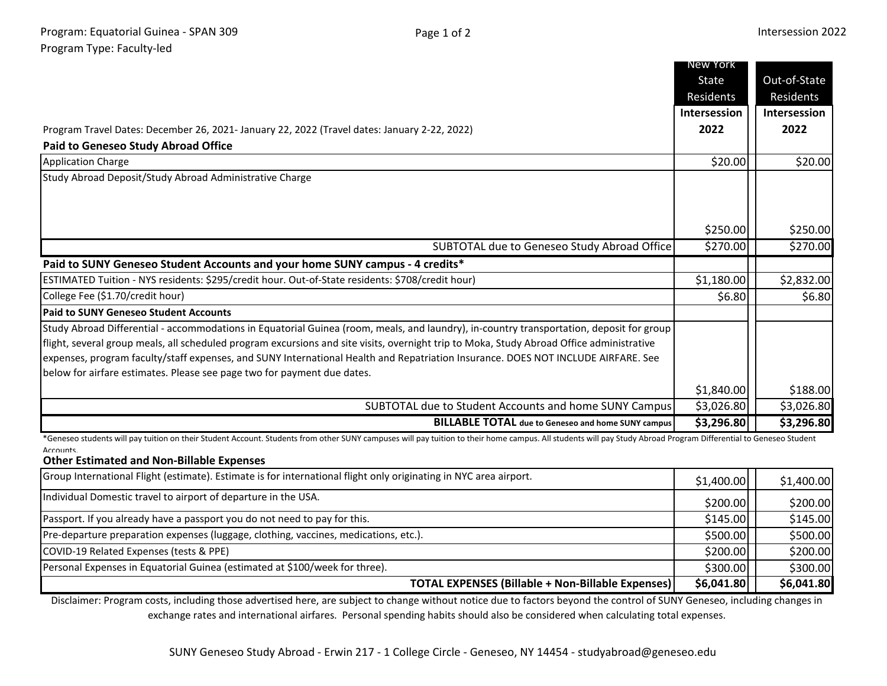Program: Equatorial Guinea - SPAN 309

Program Type: Faculty-led

Intersession 2022

| | New York State Residents Intersession 2022 | Out-of-State Residents Intersession 2022 |
|---|---|---|
| Program Travel Dates: December 26, 2021- January 22, 2022 (Travel dates: January 2-22, 2022) | | |
| **Paid to Geneseo Study Abroad Office** | | |
| Application Charge | $20.00 | $20.00 |
| Study Abroad Deposit/Study Abroad Administrative Charge | $250.00 | $250.00 |
| SUBTOTAL due to Geneseo Study Abroad Office | $270.00 | $270.00 |
| **Paid to SUNY Geneseo Student Accounts and your home SUNY campus - 4 credits*** | | |
| ESTIMATED Tuition - NYS residents: $295/credit hour. Out-of-State residents: $708/credit hour) | $1,180.00 | $2,832.00 |
| College Fee ($1.70/credit hour) | $6.80 | $6.80 |
| **Paid to SUNY Geneseo Student Accounts** | | |
| Study Abroad Differential - accommodations in Equatorial Guinea (room, meals, and laundry), in-country transportation, deposit for group flight, several group meals, all scheduled program excursions and site visits, overnight trip to Moka, Study Abroad Office administrative expenses, program faculty/staff expenses, and SUNY International Health and Repatriation Insurance. DOES NOT INCLUDE AIRFARE. See below for airfare estimates. Please see page two for payment due dates. | $1,840.00 | $188.00 |
| SUBTOTAL due to Student Accounts and home SUNY Campus | $3,026.80 | $3,026.80 |
| **BILLABLE TOTAL due to Geneseo and home SUNY campus** | **$3,296.80** | **$3,296.80** |

*Geneseo students will pay tuition on their Student Account. Students from other SUNY campuses will pay tuition to their home campus. All students will pay Study Abroad Program Differential to Geneseo Student Accounts.

**Other Estimated and Non-Billable Expenses**

| | New York State Residents Intersession 2022 | Out-of-State Residents Intersession 2022 |
|---|---|---|
| Group International Flight (estimate). Estimate is for international flight only originating in NYC area airport. | $1,400.00 | $1,400.00 |
| Individual Domestic travel to airport of departure in the USA. | $200.00 | $200.00 |
| Passport. If you already have a passport you do not need to pay for this. | $145.00 | $145.00 |
| Pre-departure preparation expenses (luggage, clothing, vaccines, medications, etc.). | $500.00 | $500.00 |
| COVID-19 Related Expenses (tests & PPE) | $200.00 | $200.00 |
| Personal Expenses in Equatorial Guinea (estimated at $100/week for three). | $300.00 | $300.00 |
| **TOTAL EXPENSES (Billable + Non-Billable Expenses)** | **$6,041.80** | **$6,041.80** |

Disclaimer: Program costs, including those advertised here, are subject to change without notice due to factors beyond the control of SUNY Geneseo, including changes in exchange rates and international airfares. Personal spending habits should also be considered when calculating total expenses.

SUNY Geneseo Study Abroad - Erwin 217 - 1 College Circle - Geneseo, NY 14454 - studyabroad@geneseo.edu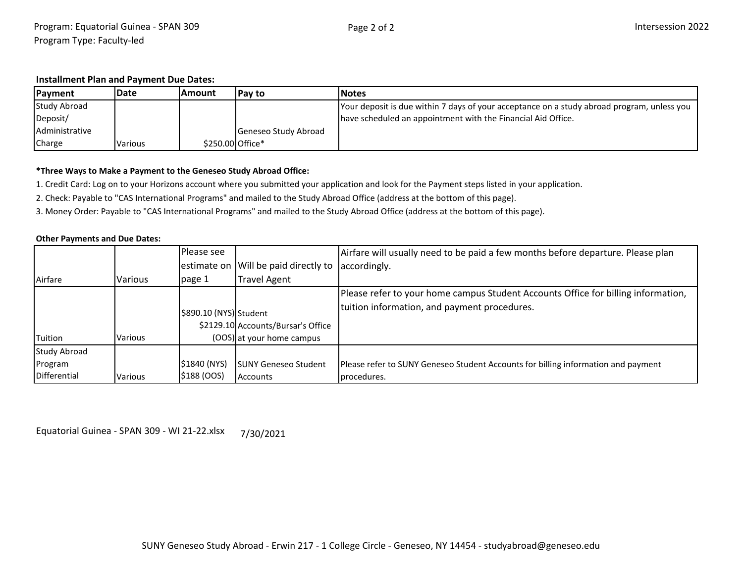Program: Equatorial Guinea - SPAN 309
Program Type: Faculty-led

Intersession 2022

**Installment Plan and Payment Due Dates:**

| Payment | Date | Amount | Pay to | Notes |
|---|---|---|---|---|
| Study Abroad Deposit/ Administrative Charge | Various | $250.00 | Geneseo Study Abroad Office* | Your deposit is due within 7 days of your acceptance on a study abroad program, unless you have scheduled an appointment with the Financial Aid Office. |

**\*Three Ways to Make a Payment to the Geneseo Study Abroad Office:**

1. Credit Card: Log on to your Horizons account where you submitted your application and look for the Payment steps listed in your application.
2. Check: Payable to "CAS International Programs" and mailed to the Study Abroad Office (address at the bottom of this page).
3. Money Order: Payable to "CAS International Programs" and mailed to the Study Abroad Office (address at the bottom of this page).

**Other Payments and Due Dates:**

| | | | | |
|---|---|---|---|---|
| Airfare | Various | Please see estimate on page 1 | Will be paid directly to Travel Agent | Airfare will usually need to be paid a few months before departure. Please plan accordingly. |
| Tuition | Various | $890.10 (NYS) $2129.10 (OOS) | Student Accounts/Bursar's Office at your home campus | Please refer to your home campus Student Accounts Office for billing information, tuition information, and payment procedures. |
| Study Abroad Program Differential | Various | $1840 (NYS) $188 (OOS) | SUNY Geneseo Student Accounts | Please refer to SUNY Geneseo Student Accounts for billing information and payment procedures. |

Equatorial Guinea - SPAN 309 - WI 21-22.xlsx 7/30/2021

SUNY Geneseo Study Abroad - Erwin 217 - 1 College Circle - Geneseo, NY 14454 - studyabroad@geneseo.edu